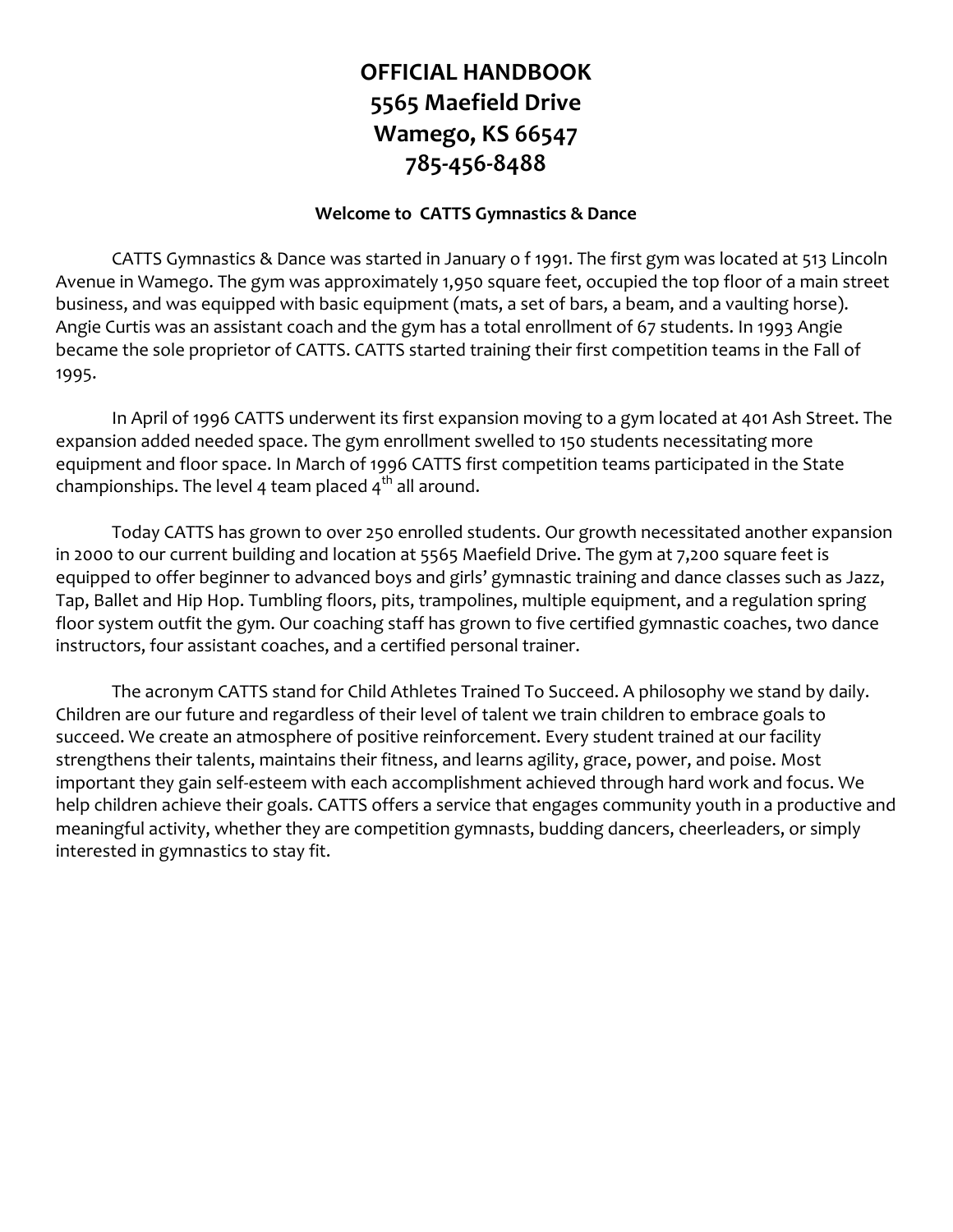# OFFICIAL HANDBOOK
# 5565 Maefield Drive
# Wamego, KS 66547
# 785-456-8488

### Welcome to CATTS Gymnastics & Dance

CATTS Gymnastics & Dance was started in January o f 1991. The first gym was located at 513 Lincoln Avenue in Wamego. The gym was approximately 1,950 square feet, occupied the top floor of a main street business, and was equipped with basic equipment (mats, a set of bars, a beam, and a vaulting horse). Angie Curtis was an assistant coach and the gym has a total enrollment of 67 students. In 1993 Angie became the sole proprietor of CATTS. CATTS started training their first competition teams in the Fall of 1995.

In April of 1996 CATTS underwent its first expansion moving to a gym located at 401 Ash Street. The expansion added needed space. The gym enrollment swelled to 150 students necessitating more equipment and floor space. In March of 1996 CATTS first competition teams participated in the State championships. The level 4 team placed 4th all around.

Today CATTS has grown to over 250 enrolled students. Our growth necessitated another expansion in 2000 to our current building and location at 5565 Maefield Drive. The gym at 7,200 square feet is equipped to offer beginner to advanced boys and girls' gymnastic training and dance classes such as Jazz, Tap, Ballet and Hip Hop. Tumbling floors, pits, trampolines, multiple equipment, and a regulation spring floor system outfit the gym. Our coaching staff has grown to five certified gymnastic coaches, two dance instructors, four assistant coaches, and a certified personal trainer.

The acronym CATTS stand for Child Athletes Trained To Succeed. A philosophy we stand by daily. Children are our future and regardless of their level of talent we train children to embrace goals to succeed. We create an atmosphere of positive reinforcement. Every student trained at our facility strengthens their talents, maintains their fitness, and learns agility, grace, power, and poise. Most important they gain self-esteem with each accomplishment achieved through hard work and focus. We help children achieve their goals. CATTS offers a service that engages community youth in a productive and meaningful activity, whether they are competition gymnasts, budding dancers, cheerleaders, or simply interested in gymnastics to stay fit.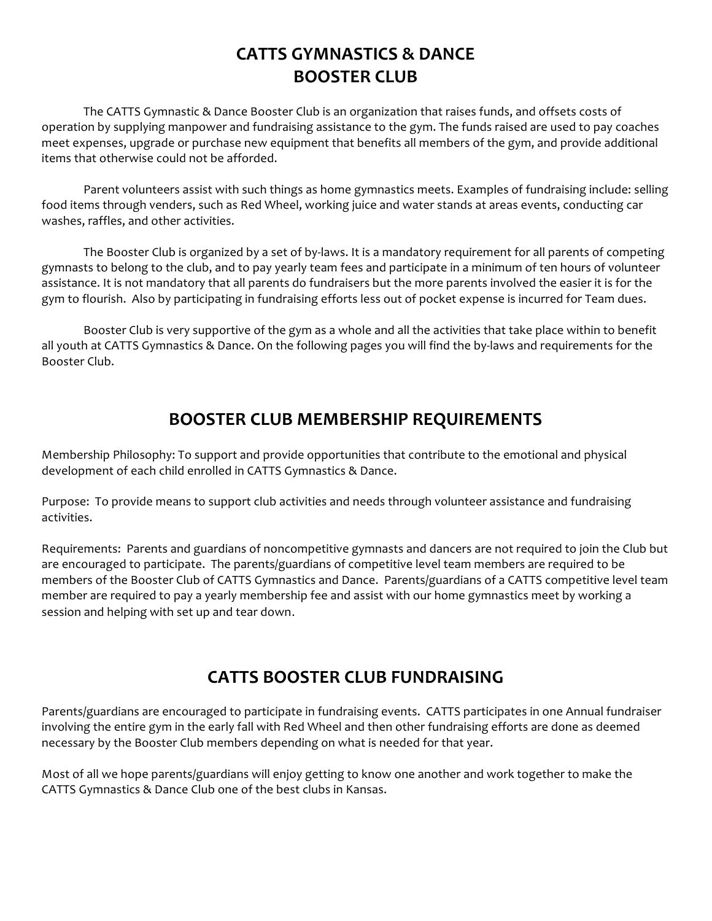# CATTS GYMNASTICS & DANCE BOOSTER CLUB

The CATTS Gymnastic & Dance Booster Club is an organization that raises funds, and offsets costs of operation by supplying manpower and fundraising assistance to the gym. The funds raised are used to pay coaches meet expenses, upgrade or purchase new equipment that benefits all members of the gym, and provide additional items that otherwise could not be afforded.

Parent volunteers assist with such things as home gymnastics meets. Examples of fundraising include: selling food items through venders, such as Red Wheel, working juice and water stands at areas events, conducting car washes, raffles, and other activities.

The Booster Club is organized by a set of by-laws. It is a mandatory requirement for all parents of competing gymnasts to belong to the club, and to pay yearly team fees and participate in a minimum of ten hours of volunteer assistance. It is not mandatory that all parents do fundraisers but the more parents involved the easier it is for the gym to flourish. Also by participating in fundraising efforts less out of pocket expense is incurred for Team dues.

Booster Club is very supportive of the gym as a whole and all the activities that take place within to benefit all youth at CATTS Gymnastics & Dance. On the following pages you will find the by-laws and requirements for the Booster Club.

## BOOSTER CLUB MEMBERSHIP REQUIREMENTS

Membership Philosophy: To support and provide opportunities that contribute to the emotional and physical development of each child enrolled in CATTS Gymnastics & Dance.

Purpose: To provide means to support club activities and needs through volunteer assistance and fundraising activities.

Requirements: Parents and guardians of noncompetitive gymnasts and dancers are not required to join the Club but are encouraged to participate. The parents/guardians of competitive level team members are required to be members of the Booster Club of CATTS Gymnastics and Dance. Parents/guardians of a CATTS competitive level team member are required to pay a yearly membership fee and assist with our home gymnastics meet by working a session and helping with set up and tear down.

## CATTS BOOSTER CLUB FUNDRAISING

Parents/guardians are encouraged to participate in fundraising events. CATTS participates in one Annual fundraiser involving the entire gym in the early fall with Red Wheel and then other fundraising efforts are done as deemed necessary by the Booster Club members depending on what is needed for that year.

Most of all we hope parents/guardians will enjoy getting to know one another and work together to make the CATTS Gymnastics & Dance Club one of the best clubs in Kansas.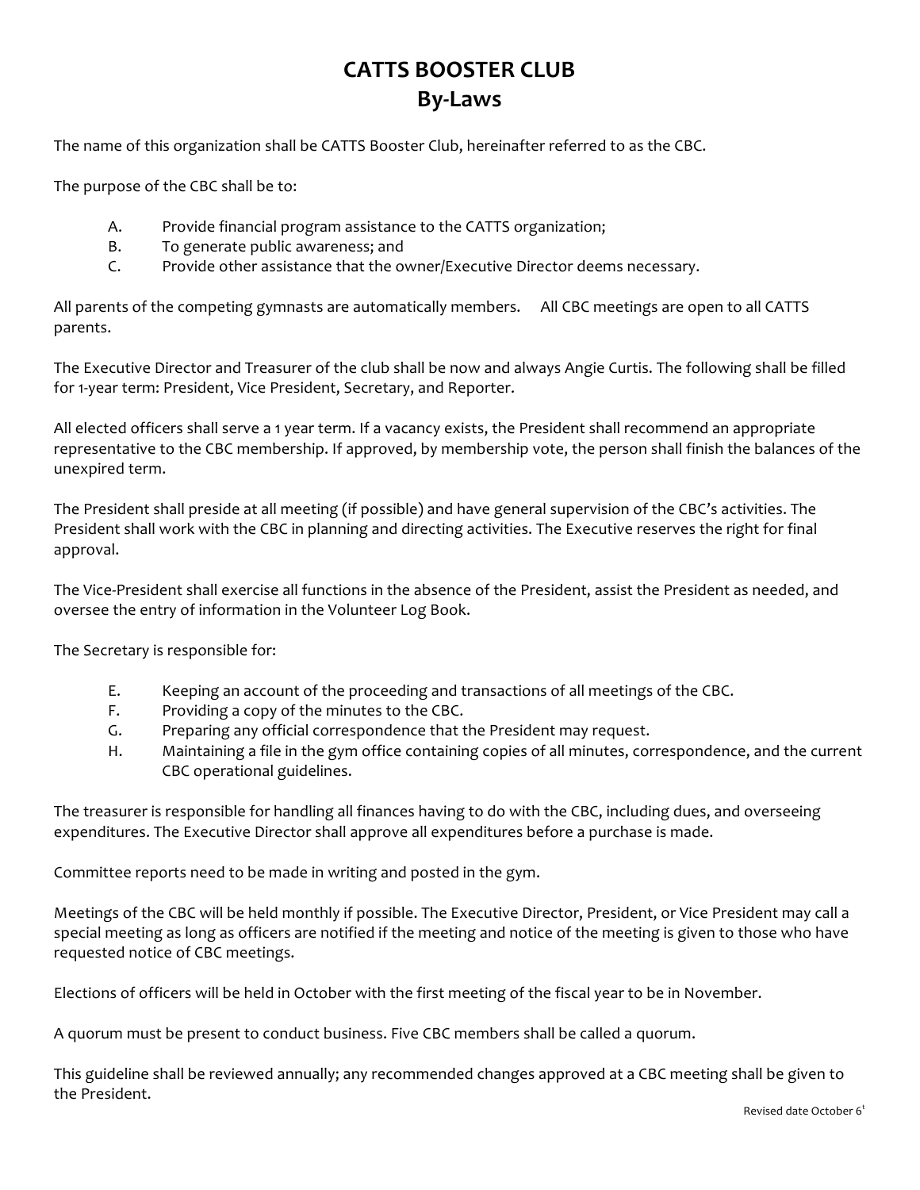# CATTS BOOSTER CLUB
## By-Laws

The name of this organization shall be CATTS Booster Club, hereinafter referred to as the CBC.

The purpose of the CBC shall be to:

A. Provide financial program assistance to the CATTS organization;
B. To generate public awareness; and
C. Provide other assistance that the owner/Executive Director deems necessary.

All parents of the competing gymnasts are automatically members. All CBC meetings are open to all CATTS parents.

The Executive Director and Treasurer of the club shall be now and always Angie Curtis. The following shall be filled for 1-year term: President, Vice President, Secretary, and Reporter.

All elected officers shall serve a 1 year term. If a vacancy exists, the President shall recommend an appropriate representative to the CBC membership. If approved, by membership vote, the person shall finish the balances of the unexpired term.

The President shall preside at all meeting (if possible) and have general supervision of the CBC's activities. The President shall work with the CBC in planning and directing activities. The Executive reserves the right for final approval.

The Vice-President shall exercise all functions in the absence of the President, assist the President as needed, and oversee the entry of information in the Volunteer Log Book.

The Secretary is responsible for:

E. Keeping an account of the proceeding and transactions of all meetings of the CBC.
F. Providing a copy of the minutes to the CBC.
G. Preparing any official correspondence that the President may request.
H. Maintaining a file in the gym office containing copies of all minutes, correspondence, and the current CBC operational guidelines.

The treasurer is responsible for handling all finances having to do with the CBC, including dues, and overseeing expenditures. The Executive Director shall approve all expenditures before a purchase is made.

Committee reports need to be made in writing and posted in the gym.

Meetings of the CBC will be held monthly if possible. The Executive Director, President, or Vice President may call a special meeting as long as officers are notified if the meeting and notice of the meeting is given to those who have requested notice of CBC meetings.

Elections of officers will be held in October with the first meeting of the fiscal year to be in November.

A quorum must be present to conduct business. Five CBC members shall be called a quorum.

This guideline shall be reviewed annually; any recommended changes approved at a CBC meeting shall be given to the President.

Revised date October 6t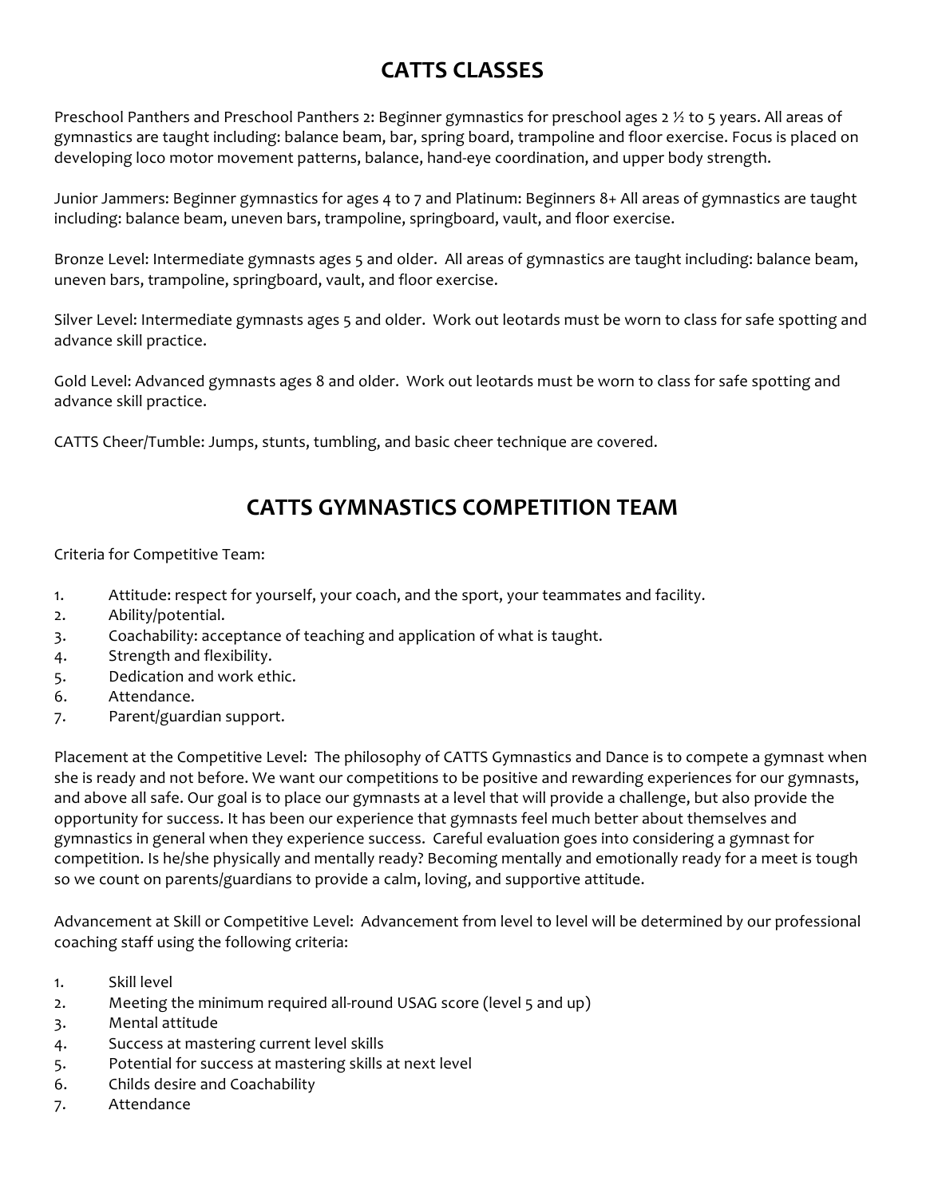# CATTS CLASSES

Preschool Panthers and Preschool Panthers 2: Beginner gymnastics for preschool ages 2 ½ to 5 years. All areas of gymnastics are taught including: balance beam, bar, spring board, trampoline and floor exercise. Focus is placed on developing loco motor movement patterns, balance, hand-eye coordination, and upper body strength.

Junior Jammers: Beginner gymnastics for ages 4 to 7 and Platinum: Beginners 8+ All areas of gymnastics are taught including: balance beam, uneven bars, trampoline, springboard, vault, and floor exercise.

Bronze Level: Intermediate gymnasts ages 5 and older. All areas of gymnastics are taught including: balance beam, uneven bars, trampoline, springboard, vault, and floor exercise.

Silver Level: Intermediate gymnasts ages 5 and older. Work out leotards must be worn to class for safe spotting and advance skill practice.

Gold Level: Advanced gymnasts ages 8 and older. Work out leotards must be worn to class for safe spotting and advance skill practice.

CATTS Cheer/Tumble: Jumps, stunts, tumbling, and basic cheer technique are covered.

# CATTS GYMNASTICS COMPETITION TEAM

Criteria for Competitive Team:

1. Attitude: respect for yourself, your coach, and the sport, your teammates and facility.
2. Ability/potential.
3. Coachability: acceptance of teaching and application of what is taught.
4. Strength and flexibility.
5. Dedication and work ethic.
6. Attendance.
7. Parent/guardian support.

Placement at the Competitive Level: The philosophy of CATTS Gymnastics and Dance is to compete a gymnast when she is ready and not before. We want our competitions to be positive and rewarding experiences for our gymnasts, and above all safe. Our goal is to place our gymnasts at a level that will provide a challenge, but also provide the opportunity for success. It has been our experience that gymnasts feel much better about themselves and gymnastics in general when they experience success. Careful evaluation goes into considering a gymnast for competition. Is he/she physically and mentally ready? Becoming mentally and emotionally ready for a meet is tough so we count on parents/guardians to provide a calm, loving, and supportive attitude.

Advancement at Skill or Competitive Level: Advancement from level to level will be determined by our professional coaching staff using the following criteria:

1. Skill level
2. Meeting the minimum required all-round USAG score (level 5 and up)
3. Mental attitude
4. Success at mastering current level skills
5. Potential for success at mastering skills at next level
6. Childs desire and Coachability
7. Attendance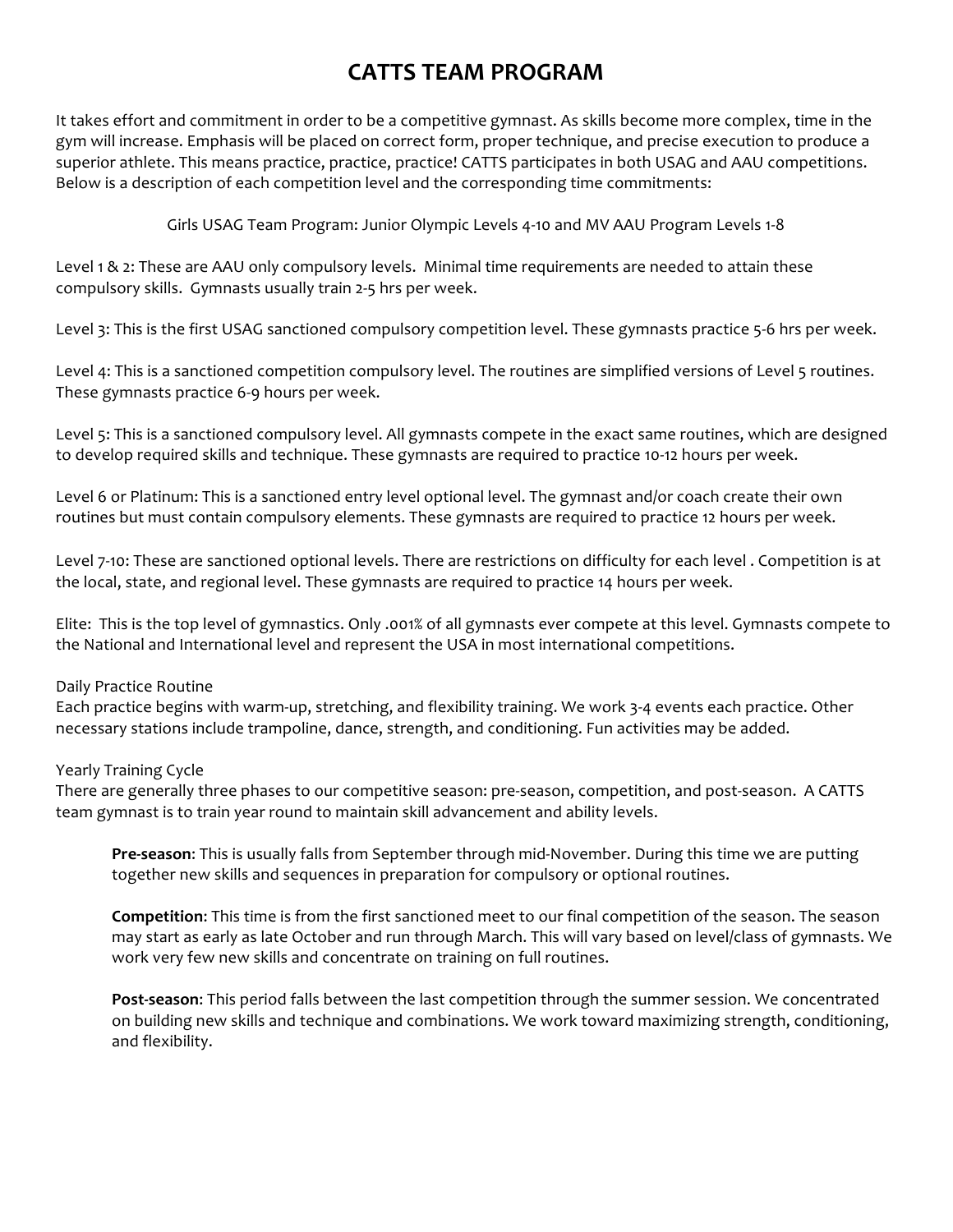# CATTS TEAM PROGRAM

It takes effort and commitment in order to be a competitive gymnast. As skills become more complex, time in the gym will increase. Emphasis will be placed on correct form, proper technique, and precise execution to produce a superior athlete. This means practice, practice, practice! CATTS participates in both USAG and AAU competitions. Below is a description of each competition level and the corresponding time commitments:

Girls USAG Team Program: Junior Olympic Levels 4-10 and MV AAU Program Levels 1-8

Level 1 & 2: These are AAU only compulsory levels. Minimal time requirements are needed to attain these compulsory skills. Gymnasts usually train 2-5 hrs per week.

Level 3: This is the first USAG sanctioned compulsory competition level. These gymnasts practice 5-6 hrs per week.

Level 4: This is a sanctioned competition compulsory level. The routines are simplified versions of Level 5 routines. These gymnasts practice 6-9 hours per week.

Level 5: This is a sanctioned compulsory level. All gymnasts compete in the exact same routines, which are designed to develop required skills and technique. These gymnasts are required to practice 10-12 hours per week.

Level 6 or Platinum: This is a sanctioned entry level optional level. The gymnast and/or coach create their own routines but must contain compulsory elements. These gymnasts are required to practice 12 hours per week.

Level 7-10: These are sanctioned optional levels. There are restrictions on difficulty for each level . Competition is at the local, state, and regional level. These gymnasts are required to practice 14 hours per week.

Elite: This is the top level of gymnastics. Only .001% of all gymnasts ever compete at this level. Gymnasts compete to the National and International level and represent the USA in most international competitions.

Daily Practice Routine
Each practice begins with warm-up, stretching, and flexibility training. We work 3-4 events each practice. Other necessary stations include trampoline, dance, strength, and conditioning. Fun activities may be added.

Yearly Training Cycle
There are generally three phases to our competitive season: pre-season, competition, and post-season. A CATTS team gymnast is to train year round to maintain skill advancement and ability levels.

**Pre-season**: This is usually falls from September through mid-November. During this time we are putting together new skills and sequences in preparation for compulsory or optional routines.

**Competition**: This time is from the first sanctioned meet to our final competition of the season. The season may start as early as late October and run through March. This will vary based on level/class of gymnasts. We work very few new skills and concentrate on training on full routines.

**Post-season**: This period falls between the last competition through the summer session. We concentrated on building new skills and technique and combinations. We work toward maximizing strength, conditioning, and flexibility.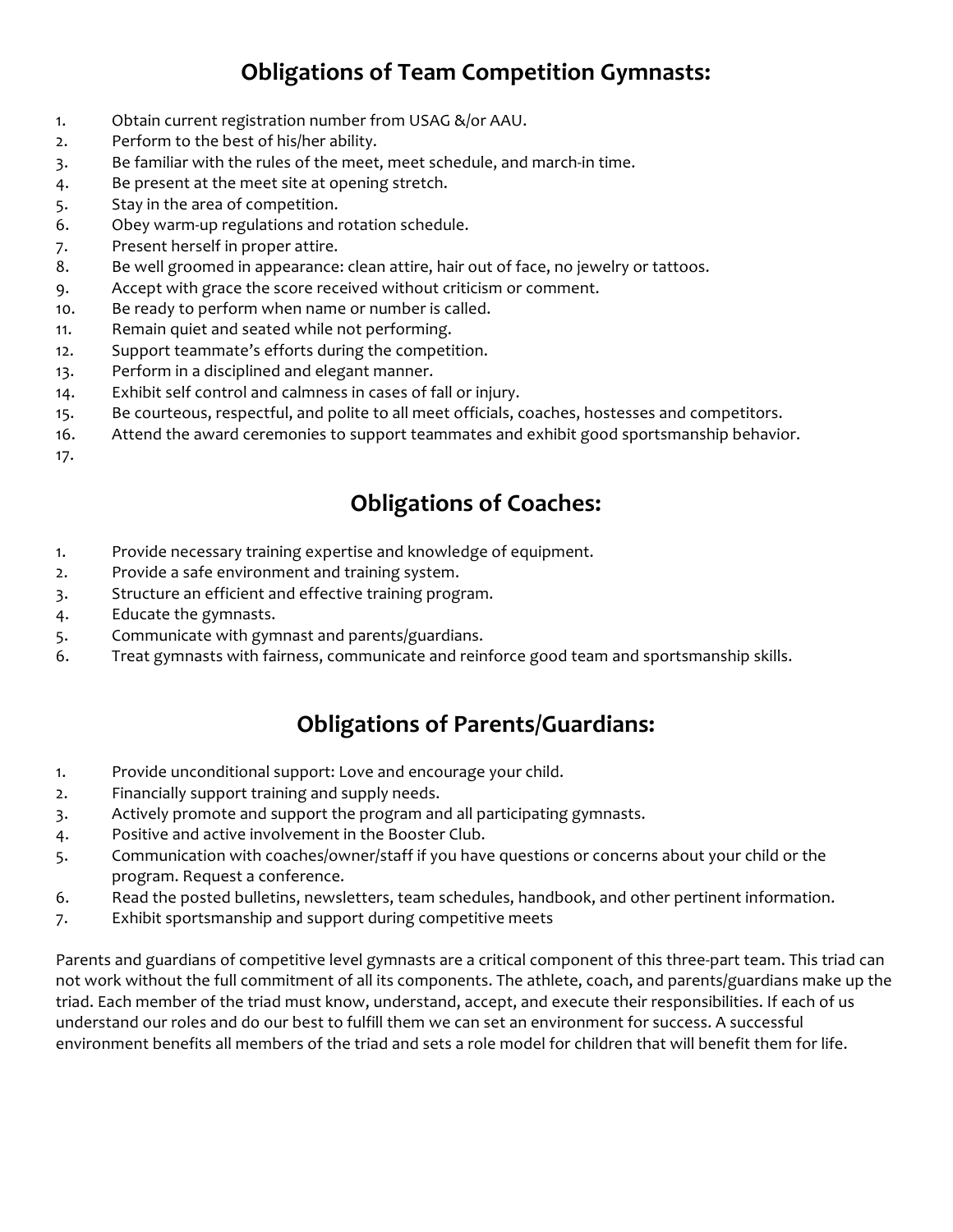## Obligations of Team Competition Gymnasts:

1. Obtain current registration number from USAG &/or AAU.
2. Perform to the best of his/her ability.
3. Be familiar with the rules of the meet, meet schedule, and march-in time.
4. Be present at the meet site at opening stretch.
5. Stay in the area of competition.
6. Obey warm-up regulations and rotation schedule.
7. Present herself in proper attire.
8. Be well groomed in appearance: clean attire, hair out of face, no jewelry or tattoos.
9. Accept with grace the score received without criticism or comment.
10. Be ready to perform when name or number is called.
11. Remain quiet and seated while not performing.
12. Support teammate's efforts during the competition.
13. Perform in a disciplined and elegant manner.
14. Exhibit self control and calmness in cases of fall or injury.
15. Be courteous, respectful, and polite to all meet officials, coaches, hostesses and competitors.
16. Attend the award ceremonies to support teammates and exhibit good sportsmanship behavior.
17.

## Obligations of Coaches:

1. Provide necessary training expertise and knowledge of equipment.
2. Provide a safe environment and training system.
3. Structure an efficient and effective training program.
4. Educate the gymnasts.
5. Communicate with gymnast and parents/guardians.
6. Treat gymnasts with fairness, communicate and reinforce good team and sportsmanship skills.

## Obligations of Parents/Guardians:

1. Provide unconditional support: Love and encourage your child.
2. Financially support training and supply needs.
3. Actively promote and support the program and all participating gymnasts.
4. Positive and active involvement in the Booster Club.
5. Communication with coaches/owner/staff if you have questions or concerns about your child or the program. Request a conference.
6. Read the posted bulletins, newsletters, team schedules, handbook, and other pertinent information.
7. Exhibit sportsmanship and support during competitive meets

Parents and guardians of competitive level gymnasts are a critical component of this three-part team. This triad can not work without the full commitment of all its components. The athlete, coach, and parents/guardians make up the triad. Each member of the triad must know, understand, accept, and execute their responsibilities. If each of us understand our roles and do our best to fulfill them we can set an environment for success. A successful environment benefits all members of the triad and sets a role model for children that will benefit them for life.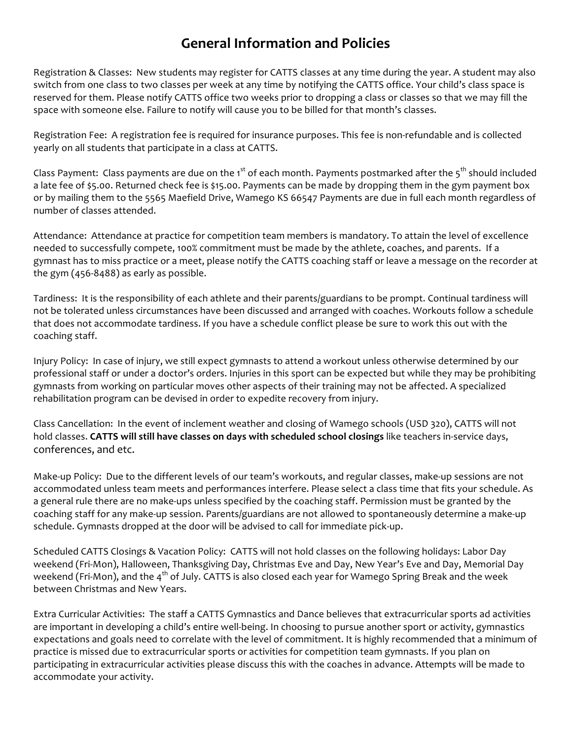# General Information and Policies

Registration & Classes: New students may register for CATTS classes at any time during the year. A student may also switch from one class to two classes per week at any time by notifying the CATTS office. Your child's class space is reserved for them. Please notify CATTS office two weeks prior to dropping a class or classes so that we may fill the space with someone else. Failure to notify will cause you to be billed for that month's classes.

Registration Fee: A registration fee is required for insurance purposes. This fee is non-refundable and is collected yearly on all students that participate in a class at CATTS.

Class Payment: Class payments are due on the 1st of each month. Payments postmarked after the 5th should included a late fee of $5.00. Returned check fee is $15.00. Payments can be made by dropping them in the gym payment box or by mailing them to the 5565 Maefield Drive, Wamego KS 66547 Payments are due in full each month regardless of number of classes attended.

Attendance: Attendance at practice for competition team members is mandatory. To attain the level of excellence needed to successfully compete, 100% commitment must be made by the athlete, coaches, and parents. If a gymnast has to miss practice or a meet, please notify the CATTS coaching staff or leave a message on the recorder at the gym (456-8488) as early as possible.

Tardiness: It is the responsibility of each athlete and their parents/guardians to be prompt. Continual tardiness will not be tolerated unless circumstances have been discussed and arranged with coaches. Workouts follow a schedule that does not accommodate tardiness. If you have a schedule conflict please be sure to work this out with the coaching staff.

Injury Policy: In case of injury, we still expect gymnasts to attend a workout unless otherwise determined by our professional staff or under a doctor's orders. Injuries in this sport can be expected but while they may be prohibiting gymnasts from working on particular moves other aspects of their training may not be affected. A specialized rehabilitation program can be devised in order to expedite recovery from injury.

Class Cancellation: In the event of inclement weather and closing of Wamego schools (USD 320), CATTS will not hold classes. **CATTS will still have classes on days with scheduled school closings** like teachers in-service days, conferences, and etc.

Make-up Policy: Due to the different levels of our team's workouts, and regular classes, make-up sessions are not accommodated unless team meets and performances interfere. Please select a class time that fits your schedule. As a general rule there are no make-ups unless specified by the coaching staff. Permission must be granted by the coaching staff for any make-up session. Parents/guardians are not allowed to spontaneously determine a make-up schedule. Gymnasts dropped at the door will be advised to call for immediate pick-up.

Scheduled CATTS Closings & Vacation Policy: CATTS will not hold classes on the following holidays: Labor Day weekend (Fri-Mon), Halloween, Thanksgiving Day, Christmas Eve and Day, New Year's Eve and Day, Memorial Day weekend (Fri-Mon), and the 4th of July. CATTS is also closed each year for Wamego Spring Break and the week between Christmas and New Years.

Extra Curricular Activities: The staff a CATTS Gymnastics and Dance believes that extracurricular sports ad activities are important in developing a child's entire well-being. In choosing to pursue another sport or activity, gymnastics expectations and goals need to correlate with the level of commitment. It is highly recommended that a minimum of practice is missed due to extracurricular sports or activities for competition team gymnasts. If you plan on participating in extracurricular activities please discuss this with the coaches in advance. Attempts will be made to accommodate your activity.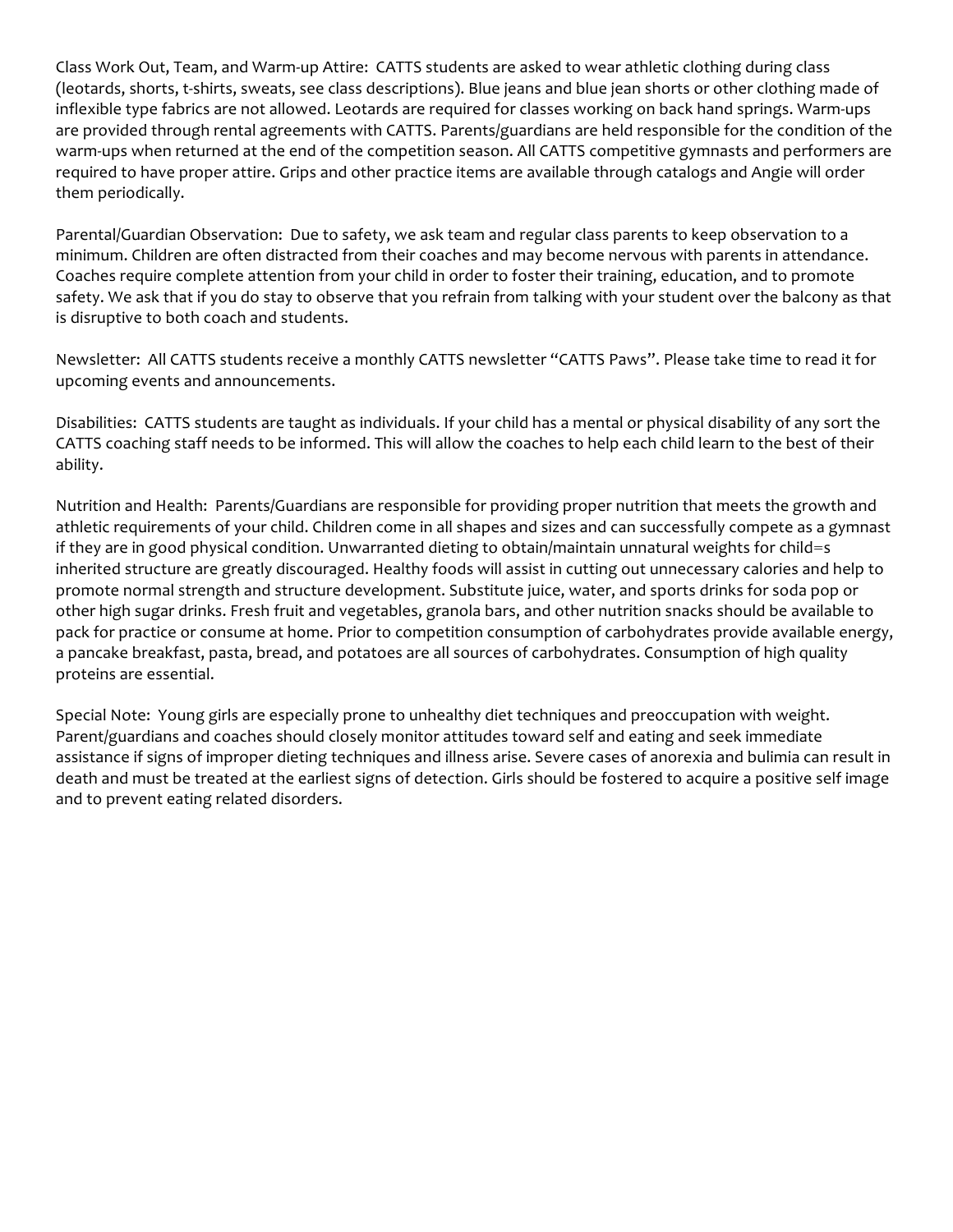Class Work Out, Team, and Warm-up Attire: CATTS students are asked to wear athletic clothing during class (leotards, shorts, t-shirts, sweats, see class descriptions). Blue jeans and blue jean shorts or other clothing made of inflexible type fabrics are not allowed. Leotards are required for classes working on back hand springs. Warm-ups are provided through rental agreements with CATTS. Parents/guardians are held responsible for the condition of the warm-ups when returned at the end of the competition season. All CATTS competitive gymnasts and performers are required to have proper attire. Grips and other practice items are available through catalogs and Angie will order them periodically.

Parental/Guardian Observation: Due to safety, we ask team and regular class parents to keep observation to a minimum. Children are often distracted from their coaches and may become nervous with parents in attendance. Coaches require complete attention from your child in order to foster their training, education, and to promote safety. We ask that if you do stay to observe that you refrain from talking with your student over the balcony as that is disruptive to both coach and students.

Newsletter: All CATTS students receive a monthly CATTS newsletter "CATTS Paws". Please take time to read it for upcoming events and announcements.

Disabilities: CATTS students are taught as individuals. If your child has a mental or physical disability of any sort the CATTS coaching staff needs to be informed. This will allow the coaches to help each child learn to the best of their ability.

Nutrition and Health: Parents/Guardians are responsible for providing proper nutrition that meets the growth and athletic requirements of your child. Children come in all shapes and sizes and can successfully compete as a gymnast if they are in good physical condition. Unwarranted dieting to obtain/maintain unnatural weights for child=s inherited structure are greatly discouraged. Healthy foods will assist in cutting out unnecessary calories and help to promote normal strength and structure development. Substitute juice, water, and sports drinks for soda pop or other high sugar drinks. Fresh fruit and vegetables, granola bars, and other nutrition snacks should be available to pack for practice or consume at home. Prior to competition consumption of carbohydrates provide available energy, a pancake breakfast, pasta, bread, and potatoes are all sources of carbohydrates. Consumption of high quality proteins are essential.

Special Note: Young girls are especially prone to unhealthy diet techniques and preoccupation with weight. Parent/guardians and coaches should closely monitor attitudes toward self and eating and seek immediate assistance if signs of improper dieting techniques and illness arise. Severe cases of anorexia and bulimia can result in death and must be treated at the earliest signs of detection. Girls should be fostered to acquire a positive self image and to prevent eating related disorders.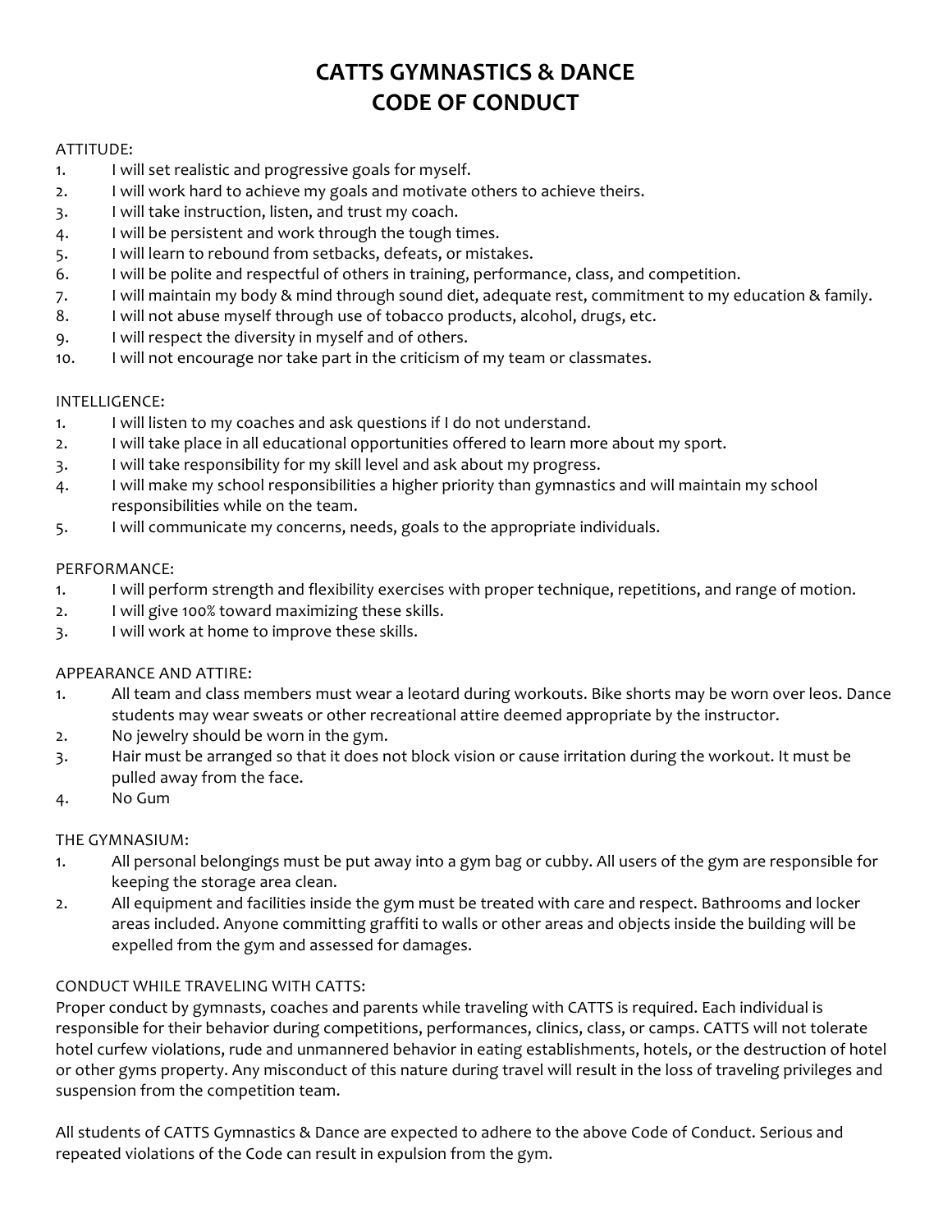# CATTS GYMNASTICS & DANCE
# CODE OF CONDUCT

ATTITUDE:

1. I will set realistic and progressive goals for myself.
2. I will work hard to achieve my goals and motivate others to achieve theirs.
3. I will take instruction, listen, and trust my coach.
4. I will be persistent and work through the tough times.
5. I will learn to rebound from setbacks, defeats, or mistakes.
6. I will be polite and respectful of others in training, performance, class, and competition.
7. I will maintain my body & mind through sound diet, adequate rest, commitment to my education & family.
8. I will not abuse myself through use of tobacco products, alcohol, drugs, etc.
9. I will respect the diversity in myself and of others.
10. I will not encourage nor take part in the criticism of my team or classmates.

INTELLIGENCE:

1. I will listen to my coaches and ask questions if I do not understand.
2. I will take place in all educational opportunities offered to learn more about my sport.
3. I will take responsibility for my skill level and ask about my progress.
4. I will make my school responsibilities a higher priority than gymnastics and will maintain my school responsibilities while on the team.
5. I will communicate my concerns, needs, goals to the appropriate individuals.

PERFORMANCE:

1. I will perform strength and flexibility exercises with proper technique, repetitions, and range of motion.
2. I will give 100% toward maximizing these skills.
3. I will work at home to improve these skills.

APPEARANCE AND ATTIRE:

1. All team and class members must wear a leotard during workouts. Bike shorts may be worn over leos. Dance students may wear sweats or other recreational attire deemed appropriate by the instructor.
2. No jewelry should be worn in the gym.
3. Hair must be arranged so that it does not block vision or cause irritation during the workout. It must be pulled away from the face.
4. No Gum

THE GYMNASIUM:

1. All personal belongings must be put away into a gym bag or cubby. All users of the gym are responsible for keeping the storage area clean.
2. All equipment and facilities inside the gym must be treated with care and respect. Bathrooms and locker areas included. Anyone committing graffiti to walls or other areas and objects inside the building will be expelled from the gym and assessed for damages.

CONDUCT WHILE TRAVELING WITH CATTS:

Proper conduct by gymnasts, coaches and parents while traveling with CATTS is required. Each individual is responsible for their behavior during competitions, performances, clinics, class, or camps. CATTS will not tolerate hotel curfew violations, rude and unmannered behavior in eating establishments, hotels, or the destruction of hotel or other gyms property. Any misconduct of this nature during travel will result in the loss of traveling privileges and suspension from the competition team.

All students of CATTS Gymnastics & Dance are expected to adhere to the above Code of Conduct. Serious and repeated violations of the Code can result in expulsion from the gym.